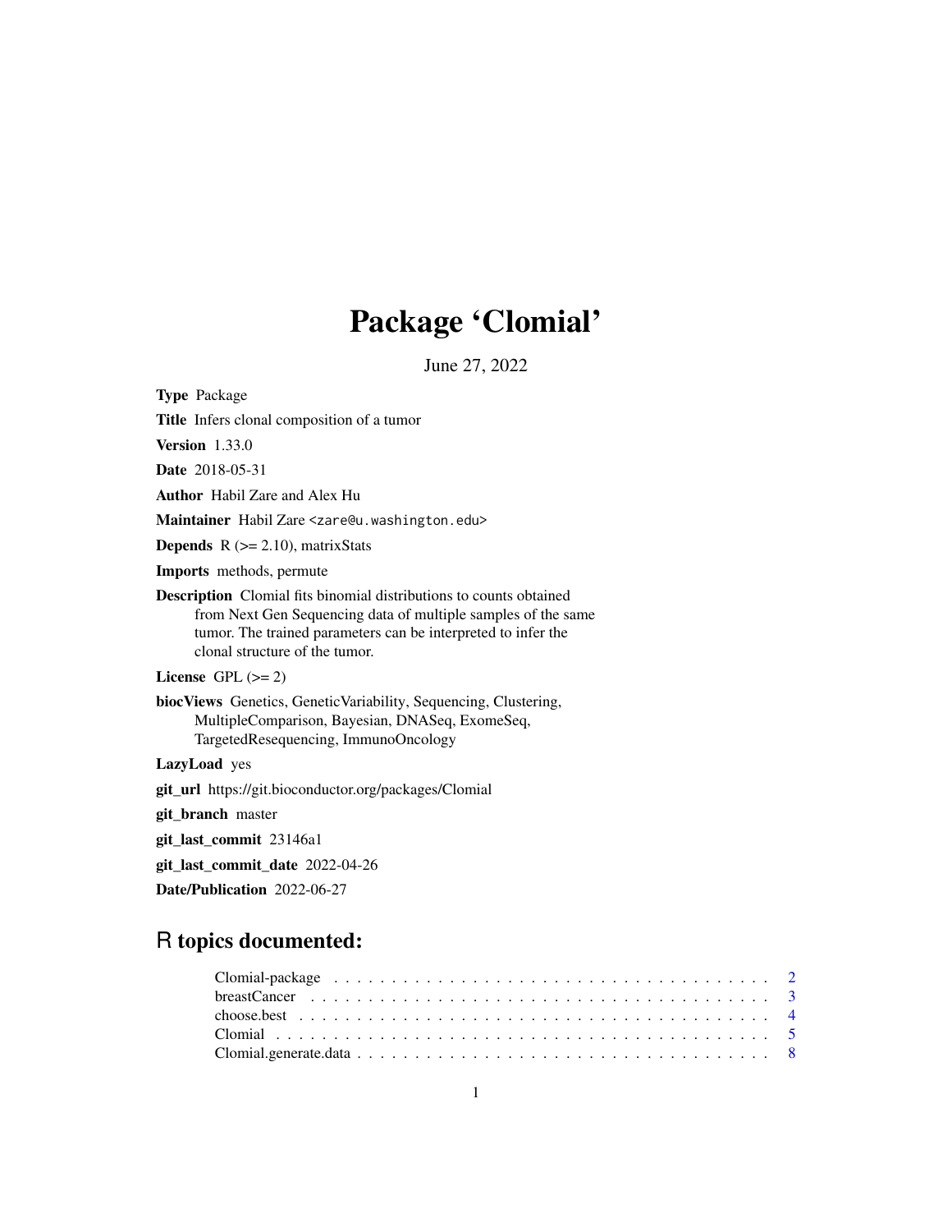# Package 'Clomial'

June 27, 2022

**Type** Package

**Title** Infers clonal composition of a tumor

**Version** 1.33.0

**Date** 2018-05-31

**Author** Habil Zare and Alex Hu

**Maintainer** Habil Zare <zare@u.washington.edu>

**Depends** R (>= 2.10), matrixStats

**Imports** methods, permute

**Description** Clomial fits binomial distributions to counts obtained from Next Gen Sequencing data of multiple samples of the same tumor. The trained parameters can be interpreted to infer the clonal structure of the tumor.

**License** GPL (>= 2)

**biocViews** Genetics, GeneticVariability, Sequencing, Clustering, MultipleComparison, Bayesian, DNASeq, ExomeSeq, TargetedResequencing, ImmunoOncology

**LazyLoad** yes

**git_url** https://git.bioconductor.org/packages/Clomial

**git_branch** master

**git_last_commit** 23146a1

**git_last_commit_date** 2022-04-26

**Date/Publication** 2022-06-27

## R topics documented:

| | |
|---|---|
| Clomial-package | 2 |
| breastCancer | 3 |
| choose.best | 4 |
| Clomial | 5 |
| Clomial.generate.data | 8 |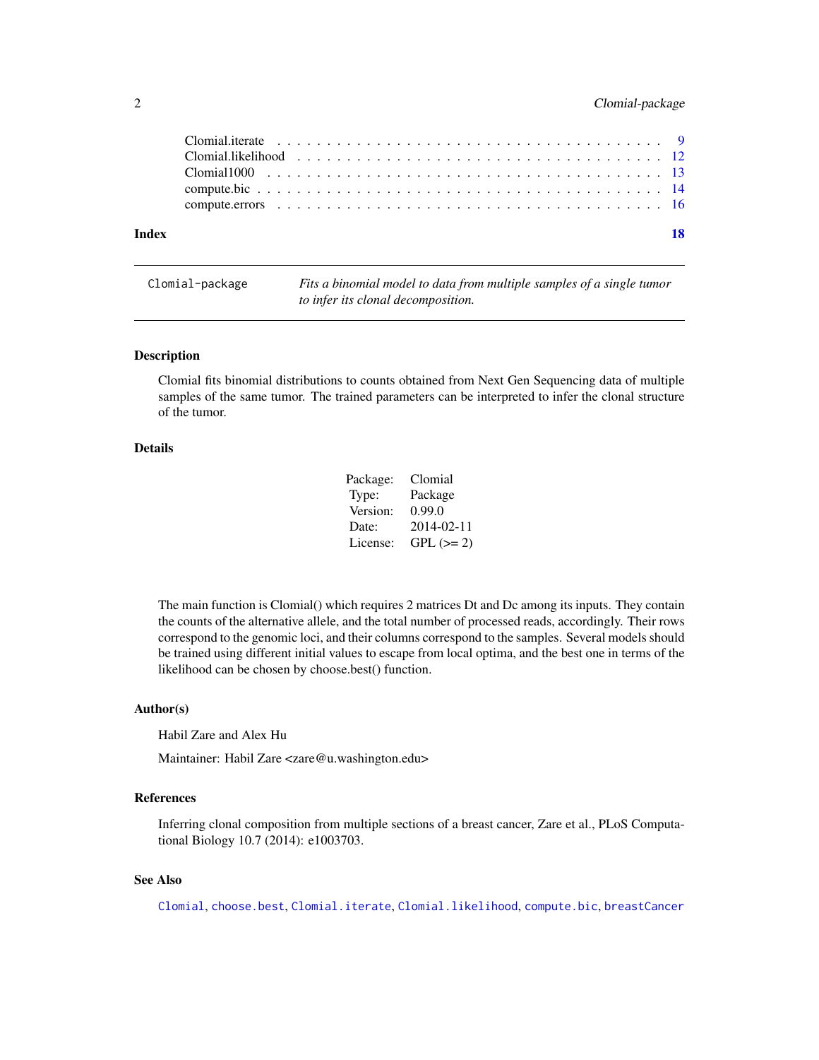| | |
|---|---|
| Clomial.iterate | 9 |
| Clomial.likelihood | 12 |
| Clomial1000 | 13 |
| compute.bic | 14 |
| compute.errors | 16 |

**Index** **18**

---

## Clomial-package — *Fits a binomial model to data from multiple samples of a single tumor to infer its clonal decomposition.*

### Description

Clomial fits binomial distributions to counts obtained from Next Gen Sequencing data of multiple samples of the same tumor. The trained parameters can be interpreted to infer the clonal structure of the tumor.

### Details

| | |
|---|---|
| Package: | Clomial |
| Type: | Package |
| Version: | 0.99.0 |
| Date: | 2014-02-11 |
| License: | GPL (>= 2) |

The main function is Clomial() which requires 2 matrices Dt and Dc among its inputs. They contain the counts of the alternative allele, and the total number of processed reads, accordingly. Their rows correspond to the genomic loci, and their columns correspond to the samples. Several models should be trained using different initial values to escape from local optima, and the best one in terms of the likelihood can be chosen by choose.best() function.

### Author(s)

Habil Zare and Alex Hu

Maintainer: Habil Zare <zare@u.washington.edu>

### References

Inferring clonal composition from multiple sections of a breast cancer, Zare et al., PLoS Computational Biology 10.7 (2014): e1003703.

### See Also

`Clomial`, `choose.best`, `Clomial.iterate`, `Clomial.likelihood`, `compute.bic`, `breastCancer`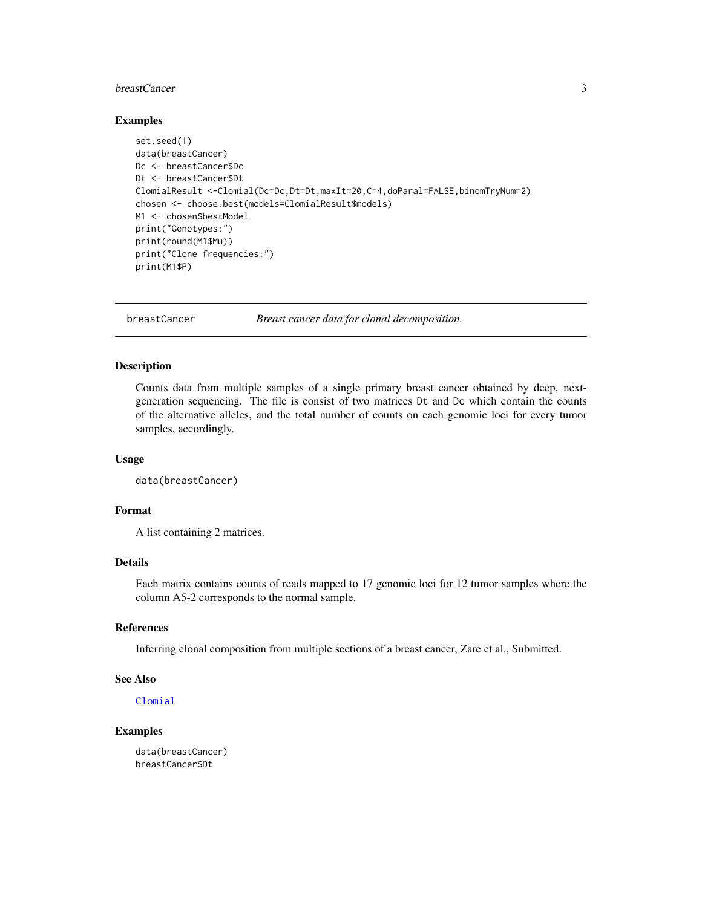## Examples

```
set.seed(1)
data(breastCancer)
Dc <- breastCancer$Dc
Dt <- breastCancer$Dt
ClomialResult <-Clomial(Dc=Dc,Dt=Dt,maxIt=20,C=4,doParal=FALSE,binomTryNum=2)
chosen <- choose.best(models=ClomialResult$models)
M1 <- chosen$bestModel
print("Genotypes:")
print(round(M1$Mu))
print("Clone frequencies:")
print(M1$P)
```

---

breastCancer *Breast cancer data for clonal decomposition.*

---

## Description

Counts data from multiple samples of a single primary breast cancer obtained by deep, next-generation sequencing. The file is consist of two matrices Dt and Dc which contain the counts of the alternative alleles, and the total number of counts on each genomic loci for every tumor samples, accordingly.

## Usage

```
data(breastCancer)
```

## Format

A list containing 2 matrices.

## Details

Each matrix contains counts of reads mapped to 17 genomic loci for 12 tumor samples where the column A5-2 corresponds to the normal sample.

## References

Inferring clonal composition from multiple sections of a breast cancer, Zare et al., Submitted.

## See Also

Clomial

## Examples

```
data(breastCancer)
breastCancer$Dt
```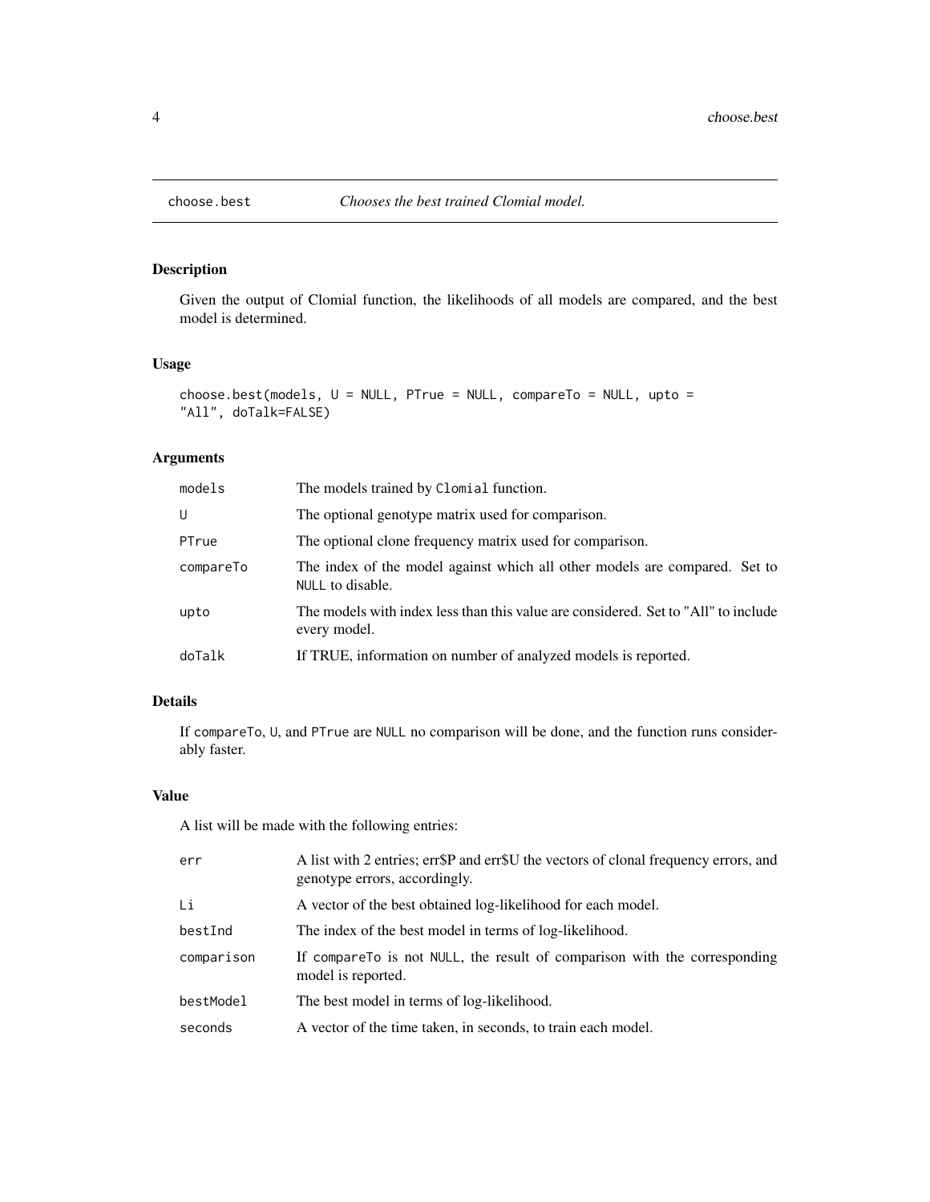## choose.best — *Chooses the best trained Clomial model.*

### Description

Given the output of Clomial function, the likelihoods of all models are compared, and the best model is determined.

### Usage

```
choose.best(models, U = NULL, PTrue = NULL, compareTo = NULL, upto =
"All", doTalk=FALSE)
```

### Arguments

| | |
|---|---|
| models | The models trained by `Clomial` function. |
| U | The optional genotype matrix used for comparison. |
| PTrue | The optional clone frequency matrix used for comparison. |
| compareTo | The index of the model against which all other models are compared. Set to `NULL` to disable. |
| upto | The models with index less than this value are considered. Set to "All" to include every model. |
| doTalk | If TRUE, information on number of analyzed models is reported. |

### Details

If `compareTo`, `U`, and `PTrue` are `NULL` no comparison will be done, and the function runs considerably faster.

### Value

A list will be made with the following entries:

| | |
|---|---|
| err | A list with 2 entries; err$P and err$U the vectors of clonal frequency errors, and genotype errors, accordingly. |
| Li | A vector of the best obtained log-likelihood for each model. |
| bestInd | The index of the best model in terms of log-likelihood. |
| comparison | If `compareTo` is not `NULL`, the result of comparison with the corresponding model is reported. |
| bestModel | The best model in terms of log-likelihood. |
| seconds | A vector of the time taken, in seconds, to train each model. |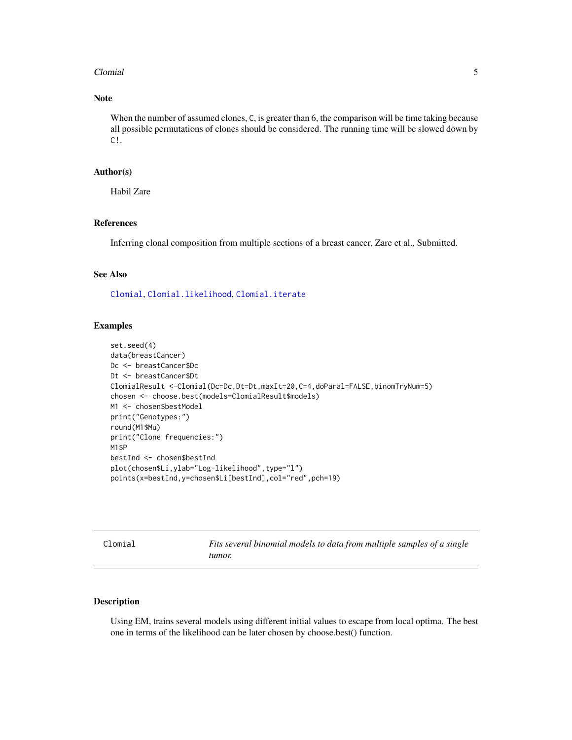## Note

When the number of assumed clones, `C`, is greater than 6, the comparison will be time taking because all possible permutations of clones should be considered. The running time will be slowed down by `C!`.

## Author(s)

Habil Zare

## References

Inferring clonal composition from multiple sections of a breast cancer, Zare et al., Submitted.

## See Also

Clomial, Clomial.likelihood, Clomial.iterate

## Examples

```
set.seed(4)
data(breastCancer)
Dc <- breastCancer$Dc
Dt <- breastCancer$Dt
ClomialResult <-Clomial(Dc=Dc,Dt=Dt,maxIt=20,C=4,doParal=FALSE,binomTryNum=5)
chosen <- choose.best(models=ClomialResult$models)
M1 <- chosen$bestModel
print("Genotypes:")
round(M1$Mu)
print("Clone frequencies:")
M1$P
bestInd <- chosen$bestInd
plot(chosen$Li,ylab="Log-likelihood",type="l")
points(x=bestInd,y=chosen$Li[bestInd],col="red",pch=19)
```

---

# Clomial — *Fits several binomial models to data from multiple samples of a single tumor.*

## Description

Using EM, trains several models using different initial values to escape from local optima. The best one in terms of the likelihood can be later chosen by choose.best() function.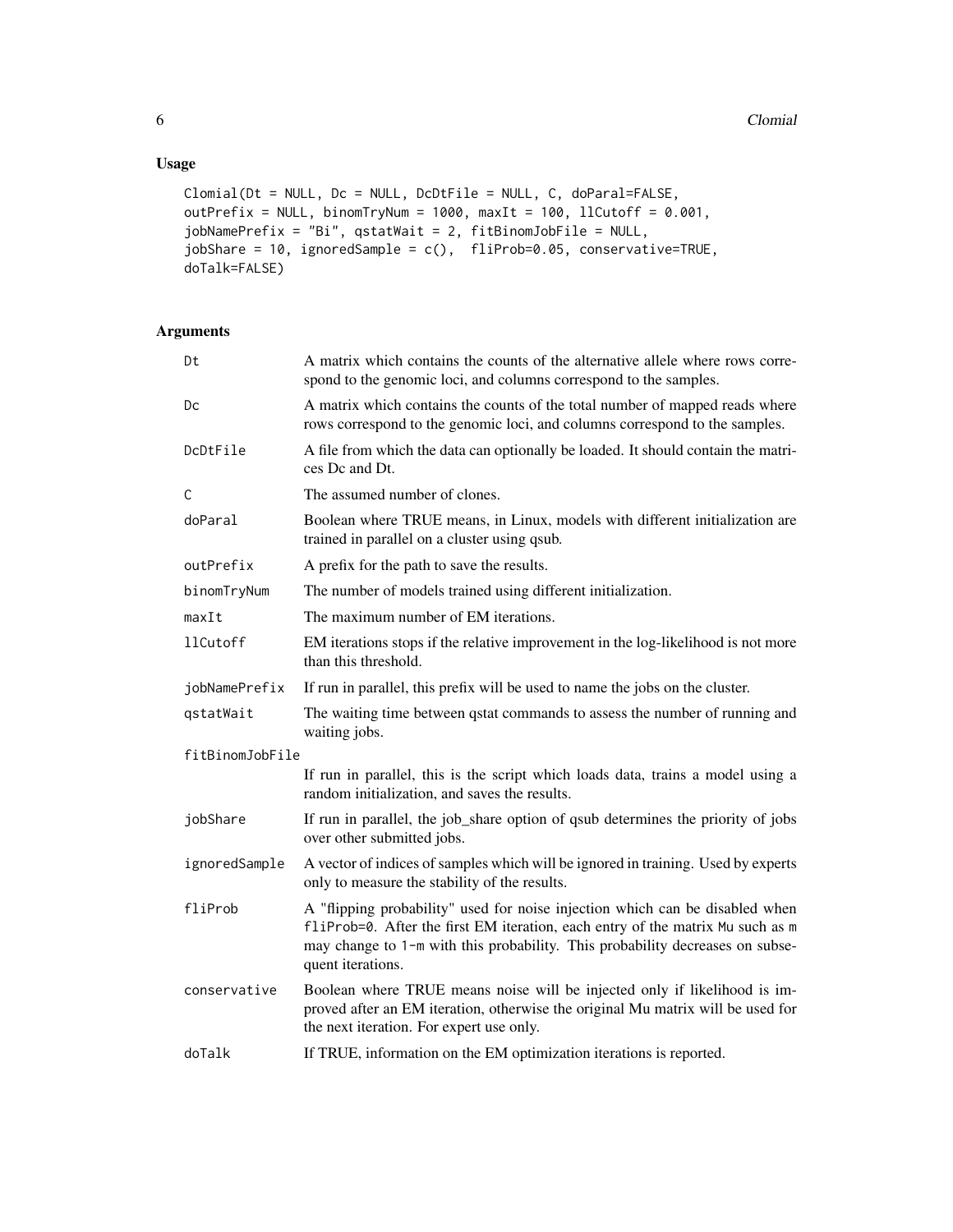## Usage

```
Clomial(Dt = NULL, Dc = NULL, DcDtFile = NULL, C, doParal=FALSE,
outPrefix = NULL, binomTryNum = 1000, maxIt = 100, llCutoff = 0.001,
jobNamePrefix = "Bi", qstatWait = 2, fitBinomJobFile = NULL,
jobShare = 10, ignoredSample = c(),  fliProb=0.05, conservative=TRUE,
doTalk=FALSE)
```

## Arguments

| Argument | Description |
| --- | --- |
| `Dt` | A matrix which contains the counts of the alternative allele where rows correspond to the genomic loci, and columns correspond to the samples. |
| `Dc` | A matrix which contains the counts of the total number of mapped reads where rows correspond to the genomic loci, and columns correspond to the samples. |
| `DcDtFile` | A file from which the data can optionally be loaded. It should contain the matrices Dc and Dt. |
| `C` | The assumed number of clones. |
| `doParal` | Boolean where TRUE means, in Linux, models with different initialization are trained in parallel on a cluster using qsub. |
| `outPrefix` | A prefix for the path to save the results. |
| `binomTryNum` | The number of models trained using different initialization. |
| `maxIt` | The maximum number of EM iterations. |
| `llCutoff` | EM iterations stops if the relative improvement in the log-likelihood is not more than this threshold. |
| `jobNamePrefix` | If run in parallel, this prefix will be used to name the jobs on the cluster. |
| `qstatWait` | The waiting time between qstat commands to assess the number of running and waiting jobs. |
| `fitBinomJobFile` | If run in parallel, this is the script which loads data, trains a model using a random initialization, and saves the results. |
| `jobShare` | If run in parallel, the job_share option of qsub determines the priority of jobs over other submitted jobs. |
| `ignoredSample` | A vector of indices of samples which will be ignored in training. Used by experts only to measure the stability of the results. |
| `fliProb` | A "flipping probability" used for noise injection which can be disabled when `fliProb=0`. After the first EM iteration, each entry of the matrix `Mu` such as `m` may change to `1-m` with this probability. This probability decreases on subsequent iterations. |
| `conservative` | Boolean where TRUE means noise will be injected only if likelihood is improved after an EM iteration, otherwise the original Mu matrix will be used for the next iteration. For expert use only. |
| `doTalk` | If TRUE, information on the EM optimization iterations is reported. |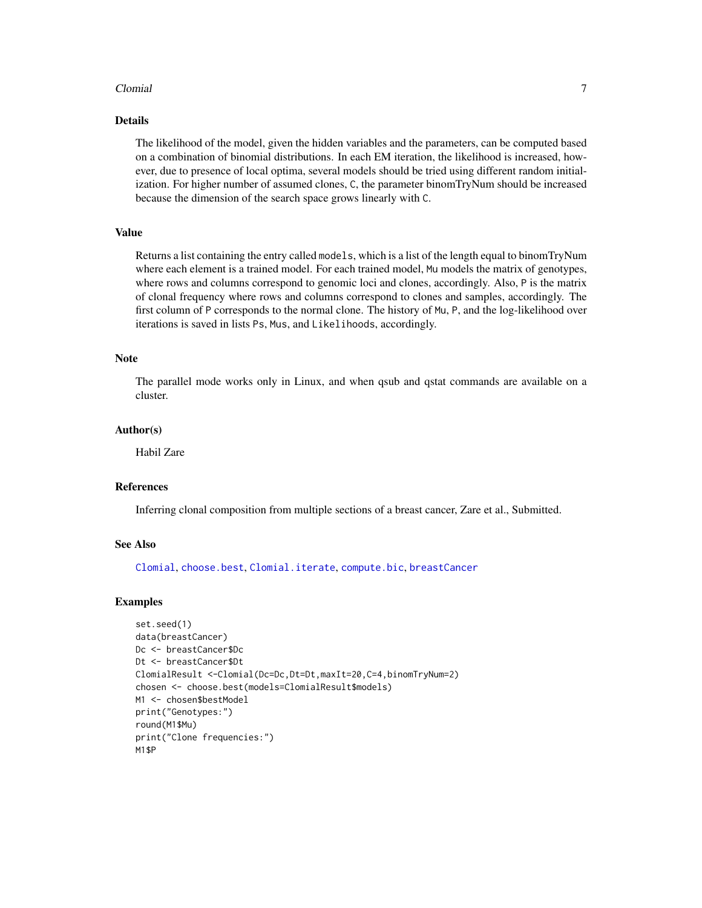## Details

The likelihood of the model, given the hidden variables and the parameters, can be computed based on a combination of binomial distributions. In each EM iteration, the likelihood is increased, however, due to presence of local optima, several models should be tried using different random initialization. For higher number of assumed clones, `C`, the parameter binomTryNum should be increased because the dimension of the search space grows linearly with `C`.

## Value

Returns a list containing the entry called `models`, which is a list of the length equal to binomTryNum where each element is a trained model. For each trained model, `Mu` models the matrix of genotypes, where rows and columns correspond to genomic loci and clones, accordingly. Also, `P` is the matrix of clonal frequency where rows and columns correspond to clones and samples, accordingly. The first column of `P` corresponds to the normal clone. The history of `Mu`, `P`, and the log-likelihood over iterations is saved in lists `Ps`, `Mus`, and `Likelihoods`, accordingly.

## Note

The parallel mode works only in Linux, and when qsub and qstat commands are available on a cluster.

## Author(s)

Habil Zare

## References

Inferring clonal composition from multiple sections of a breast cancer, Zare et al., Submitted.

## See Also

`Clomial`, `choose.best`, `Clomial.iterate`, `compute.bic`, `breastCancer`

## Examples

```
set.seed(1)
data(breastCancer)
Dc <- breastCancer$Dc
Dt <- breastCancer$Dt
ClomialResult <-Clomial(Dc=Dc,Dt=Dt,maxIt=20,C=4,binomTryNum=2)
chosen <- choose.best(models=ClomialResult$models)
M1 <- chosen$bestModel
print("Genotypes:")
round(M1$Mu)
print("Clone frequencies:")
M1$P
```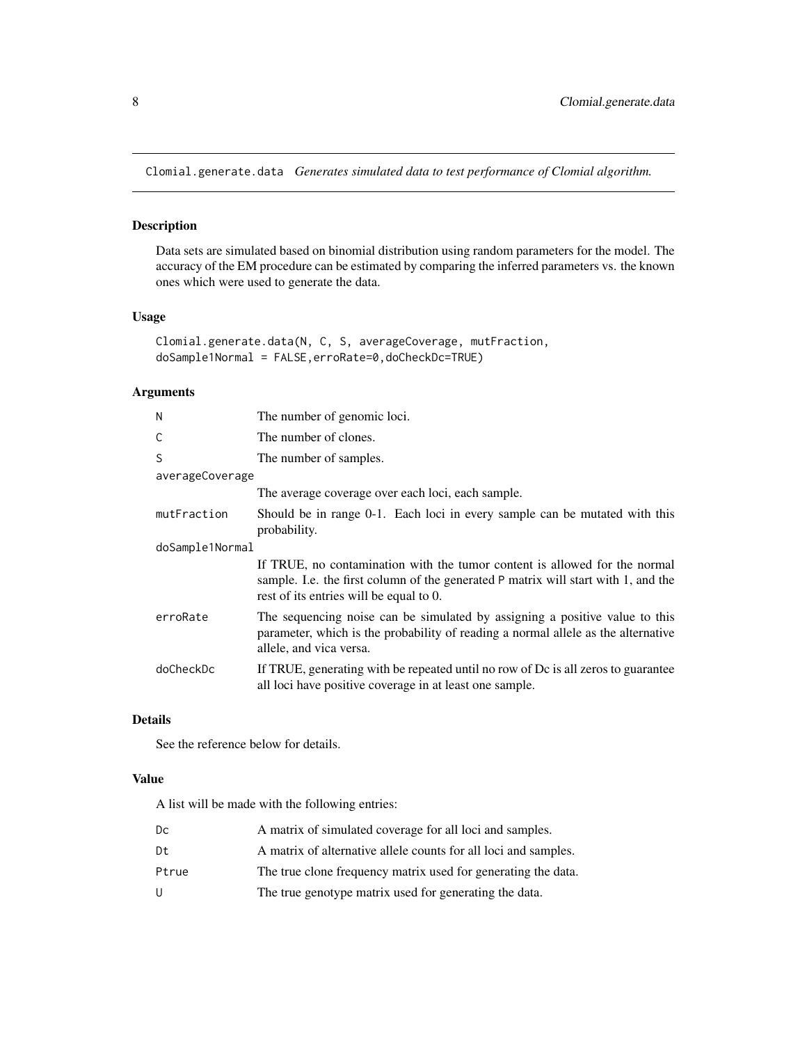## Clomial.generate.data *Generates simulated data to test performance of Clomial algorithm.*

### Description

Data sets are simulated based on binomial distribution using random parameters for the model. The accuracy of the EM procedure can be estimated by comparing the inferred parameters vs. the known ones which were used to generate the data.

### Usage

```
Clomial.generate.data(N, C, S, averageCoverage, mutFraction,
doSample1Normal = FALSE,erroRate=0,doCheckDc=TRUE)
```

### Arguments

| | |
|---|---|
| N | The number of genomic loci. |
| C | The number of clones. |
| S | The number of samples. |
| averageCoverage | The average coverage over each loci, each sample. |
| mutFraction | Should be in range 0-1. Each loci in every sample can be mutated with this probability. |
| doSample1Normal | If TRUE, no contamination with the tumor content is allowed for the normal sample. I.e. the first column of the generated P matrix will start with 1, and the rest of its entries will be equal to 0. |
| erroRate | The sequencing noise can be simulated by assigning a positive value to this parameter, which is the probability of reading a normal allele as the alternative allele, and vica versa. |
| doCheckDc | If TRUE, generating with be repeated until no row of Dc is all zeros to guarantee all loci have positive coverage in at least one sample. |

### Details

See the reference below for details.

### Value

A list will be made with the following entries:

| | |
|---|---|
| Dc | A matrix of simulated coverage for all loci and samples. |
| Dt | A matrix of alternative allele counts for all loci and samples. |
| Ptrue | The true clone frequency matrix used for generating the data. |
| U | The true genotype matrix used for generating the data. |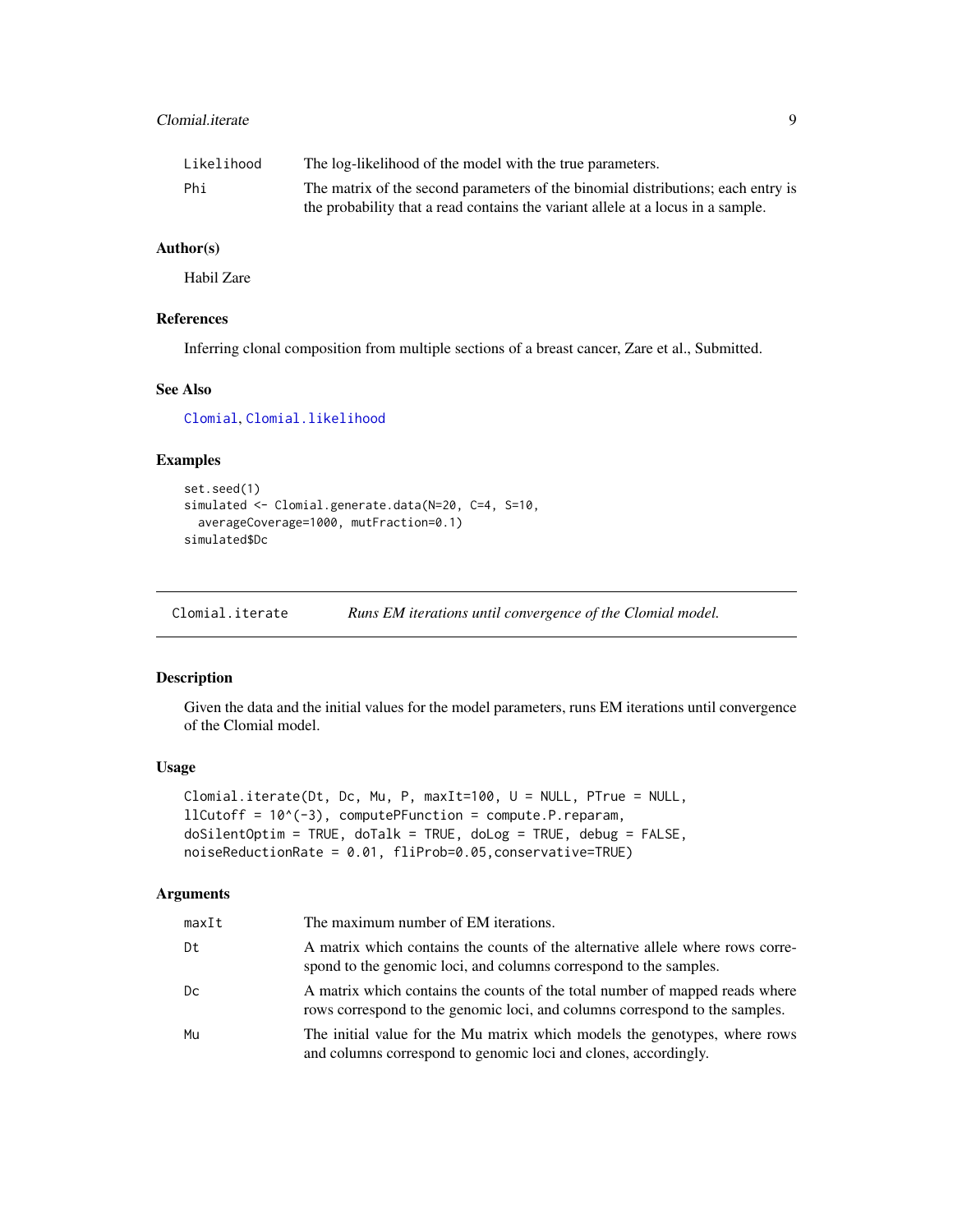| | |
|---|---|
| Likelihood | The log-likelihood of the model with the true parameters. |
| Phi | The matrix of the second parameters of the binomial distributions; each entry is the probability that a read contains the variant allele at a locus in a sample. |

## Author(s)

Habil Zare

## References

Inferring clonal composition from multiple sections of a breast cancer, Zare et al., Submitted.

## See Also

Clomial, Clomial.likelihood

## Examples

```
set.seed(1)
simulated <- Clomial.generate.data(N=20, C=4, S=10,
  averageCoverage=1000, mutFraction=0.1)
simulated$Dc
```

---

# Clomial.iterate — *Runs EM iterations until convergence of the Clomial model.*

---

## Description

Given the data and the initial values for the model parameters, runs EM iterations until convergence of the Clomial model.

## Usage

```
Clomial.iterate(Dt, Dc, Mu, P, maxIt=100, U = NULL, PTrue = NULL,
llCutoff = 10^(-3), computePFunction = compute.P.reparam,
doSilentOptim = TRUE, doTalk = TRUE, doLog = TRUE, debug = FALSE,
noiseReductionRate = 0.01, fliProb=0.05,conservative=TRUE)
```

## Arguments

| | |
|---|---|
| maxIt | The maximum number of EM iterations. |
| Dt | A matrix which contains the counts of the alternative allele where rows correspond to the genomic loci, and columns correspond to the samples. |
| Dc | A matrix which contains the counts of the total number of mapped reads where rows correspond to the genomic loci, and columns correspond to the samples. |
| Mu | The initial value for the Mu matrix which models the genotypes, where rows and columns correspond to genomic loci and clones, accordingly. |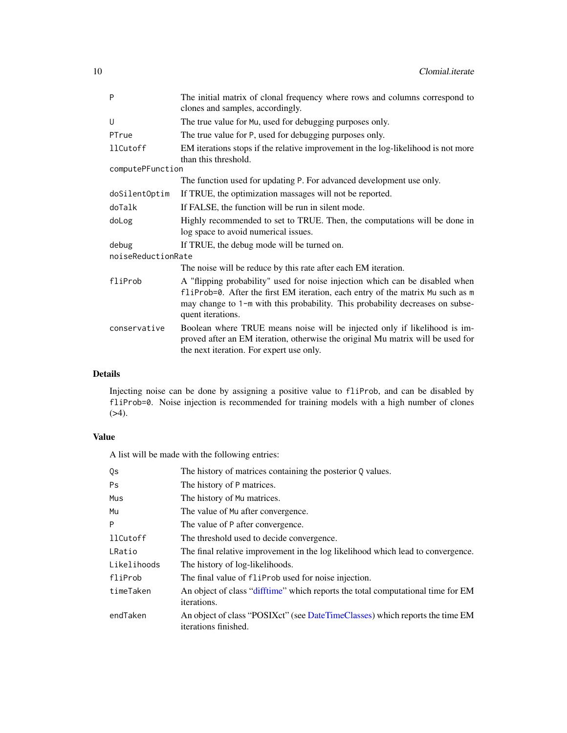| | |
|---|---|
| `P` | The initial matrix of clonal frequency where rows and columns correspond to clones and samples, accordingly. |
| `U` | The true value for `Mu`, used for debugging purposes only. |
| `PTrue` | The true value for `P`, used for debugging purposes only. |
| `llCutoff` | EM iterations stops if the relative improvement in the log-likelihood is not more than this threshold. |
| `computePFunction` | The function used for updating `P`. For advanced development use only. |
| `doSilentOptim` | If TRUE, the optimization massages will not be reported. |
| `doTalk` | If FALSE, the function will be run in silent mode. |
| `doLog` | Highly recommended to set to TRUE. Then, the computations will be done in log space to avoid numerical issues. |
| `debug` | If TRUE, the debug mode will be turned on. |
| `noiseReductionRate` | The noise will be reduce by this rate after each EM iteration. |
| `fliProb` | A "flipping probability" used for noise injection which can be disabled when `fliProb=0`. After the first EM iteration, each entry of the matrix `Mu` such as `m` may change to `1-m` with this probability. This probability decreases on subsequent iterations. |
| `conservative` | Boolean where TRUE means noise will be injected only if likelihood is improved after an EM iteration, otherwise the original Mu matrix will be used for the next iteration. For expert use only. |

## Details

Injecting noise can be done by assigning a positive value to `fliProb`, and can be disabled by `fliProb=0`. Noise injection is recommended for training models with a high number of clones (>4).

## Value

A list will be made with the following entries:

| | |
|---|---|
| `Qs` | The history of matrices containing the posterior `Q` values. |
| `Ps` | The history of `P` matrices. |
| `Mus` | The history of `Mu` matrices. |
| `Mu` | The value of `Mu` after convergence. |
| `P` | The value of `P` after convergence. |
| `llCutoff` | The threshold used to decide convergence. |
| `LRatio` | The final relative improvement in the log likelihood which lead to convergence. |
| `Likelihoods` | The history of log-likelihoods. |
| `fliProb` | The final value of `fliProb` used for noise injection. |
| `timeTaken` | An object of class "difftime" which reports the total computational time for EM iterations. |
| `endTaken` | An object of class "POSIXct" (see DateTimeClasses) which reports the time EM iterations finished. |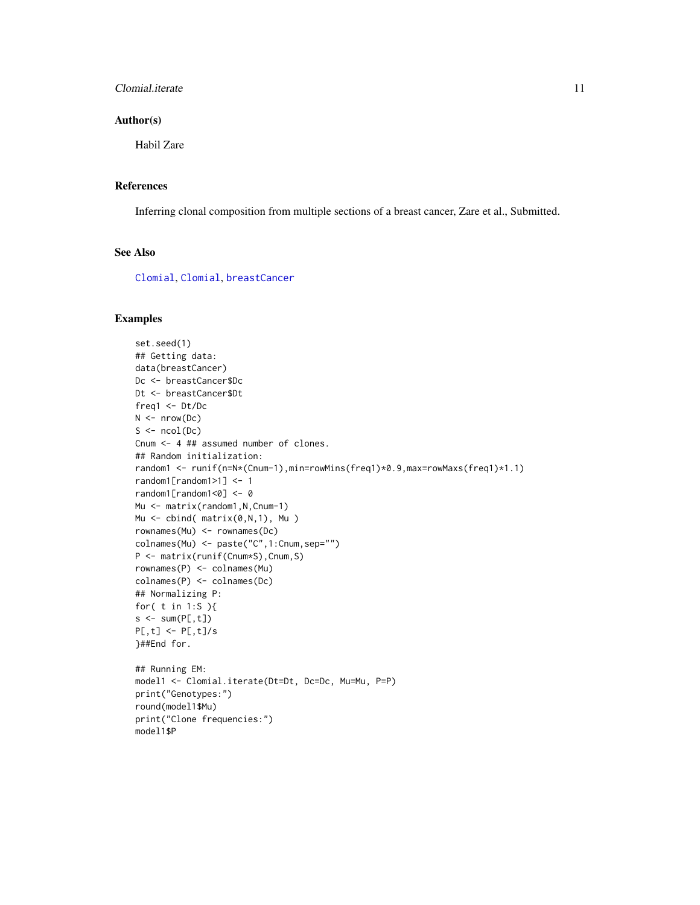### Author(s)

Habil Zare

### References

Inferring clonal composition from multiple sections of a breast cancer, Zare et al., Submitted.

### See Also

Clomial, Clomial, breastCancer

### Examples

```
set.seed(1)
## Getting data:
data(breastCancer)
Dc <- breastCancer$Dc
Dt <- breastCancer$Dt
freq1 <- Dt/Dc
N <- nrow(Dc)
S <- ncol(Dc)
Cnum <- 4 ## assumed number of clones.
## Random initialization:
random1 <- runif(n=N*(Cnum-1),min=rowMins(freq1)*0.9,max=rowMaxs(freq1)*1.1)
random1[random1>1] <- 1
random1[random1<0] <- 0
Mu <- matrix(random1,N,Cnum-1)
Mu <- cbind( matrix(0,N,1), Mu )
rownames(Mu) <- rownames(Dc)
colnames(Mu) <- paste("C",1:Cnum,sep="")
P <- matrix(runif(Cnum*S),Cnum,S)
rownames(P) <- colnames(Mu)
colnames(P) <- colnames(Dc)
## Normalizing P:
for( t in 1:S ){
s <- sum(P[,t])
P[,t] <- P[,t]/s
}##End for.

## Running EM:
model1 <- Clomial.iterate(Dt=Dt, Dc=Dc, Mu=Mu, P=P)
print("Genotypes:")
round(model1$Mu)
print("Clone frequencies:")
model1$P
```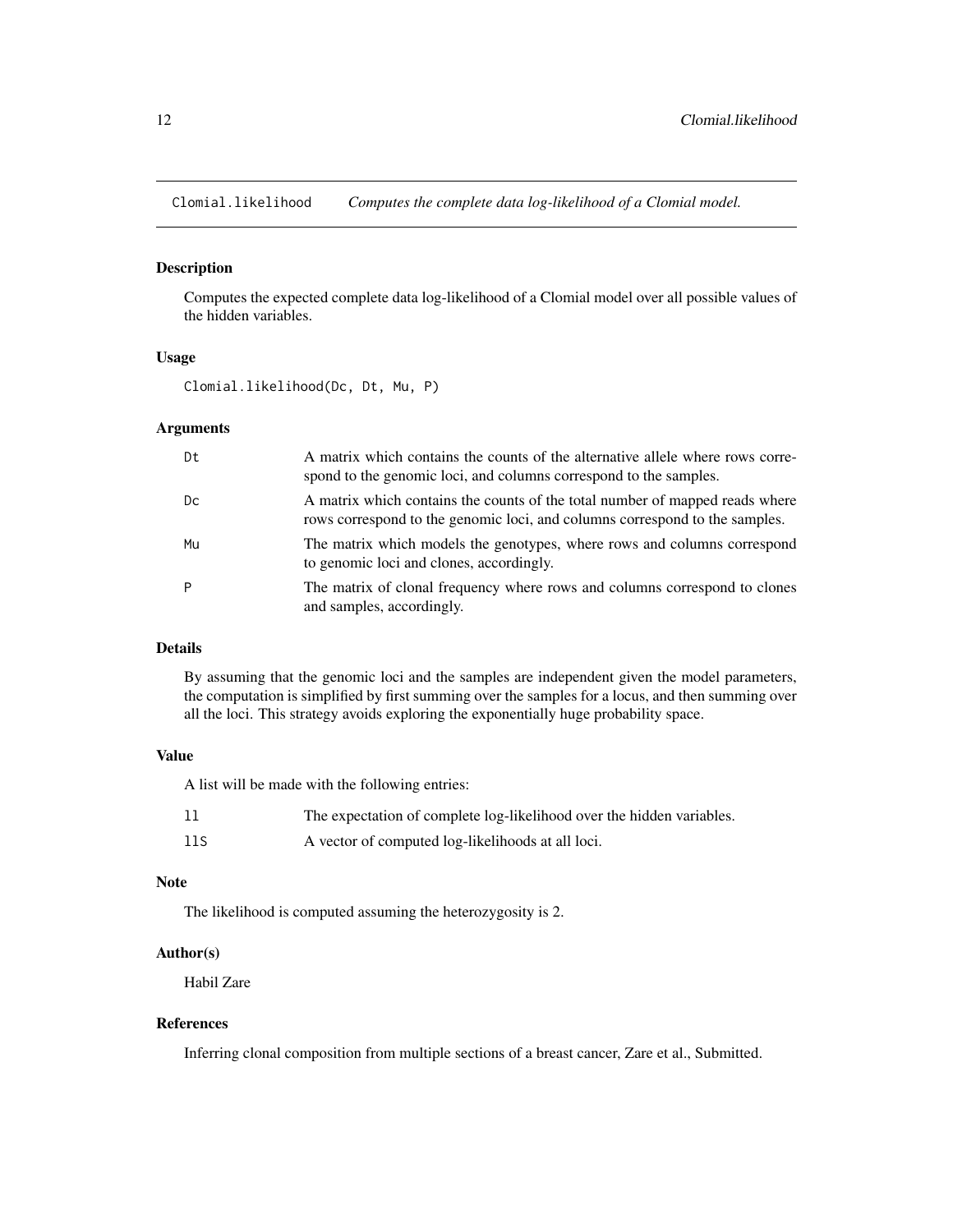# Clomial.likelihood    *Computes the complete data log-likelihood of a Clomial model.*

## Description

Computes the expected complete data log-likelihood of a Clomial model over all possible values of the hidden variables.

## Usage

```
Clomial.likelihood(Dc, Dt, Mu, P)
```

## Arguments

| | |
|---|---|
| `Dt` | A matrix which contains the counts of the alternative allele where rows correspond to the genomic loci, and columns correspond to the samples. |
| `Dc` | A matrix which contains the counts of the total number of mapped reads where rows correspond to the genomic loci, and columns correspond to the samples. |
| `Mu` | The matrix which models the genotypes, where rows and columns correspond to genomic loci and clones, accordingly. |
| `P` | The matrix of clonal frequency where rows and columns correspond to clones and samples, accordingly. |

## Details

By assuming that the genomic loci and the samples are independent given the model parameters, the computation is simplified by first summing over the samples for a locus, and then summing over all the loci. This strategy avoids exploring the exponentially huge probability space.

## Value

A list will be made with the following entries:

| | |
|---|---|
| `ll` | The expectation of complete log-likelihood over the hidden variables. |
| `llS` | A vector of computed log-likelihoods at all loci. |

## Note

The likelihood is computed assuming the heterozygosity is 2.

## Author(s)

Habil Zare

## References

Inferring clonal composition from multiple sections of a breast cancer, Zare et al., Submitted.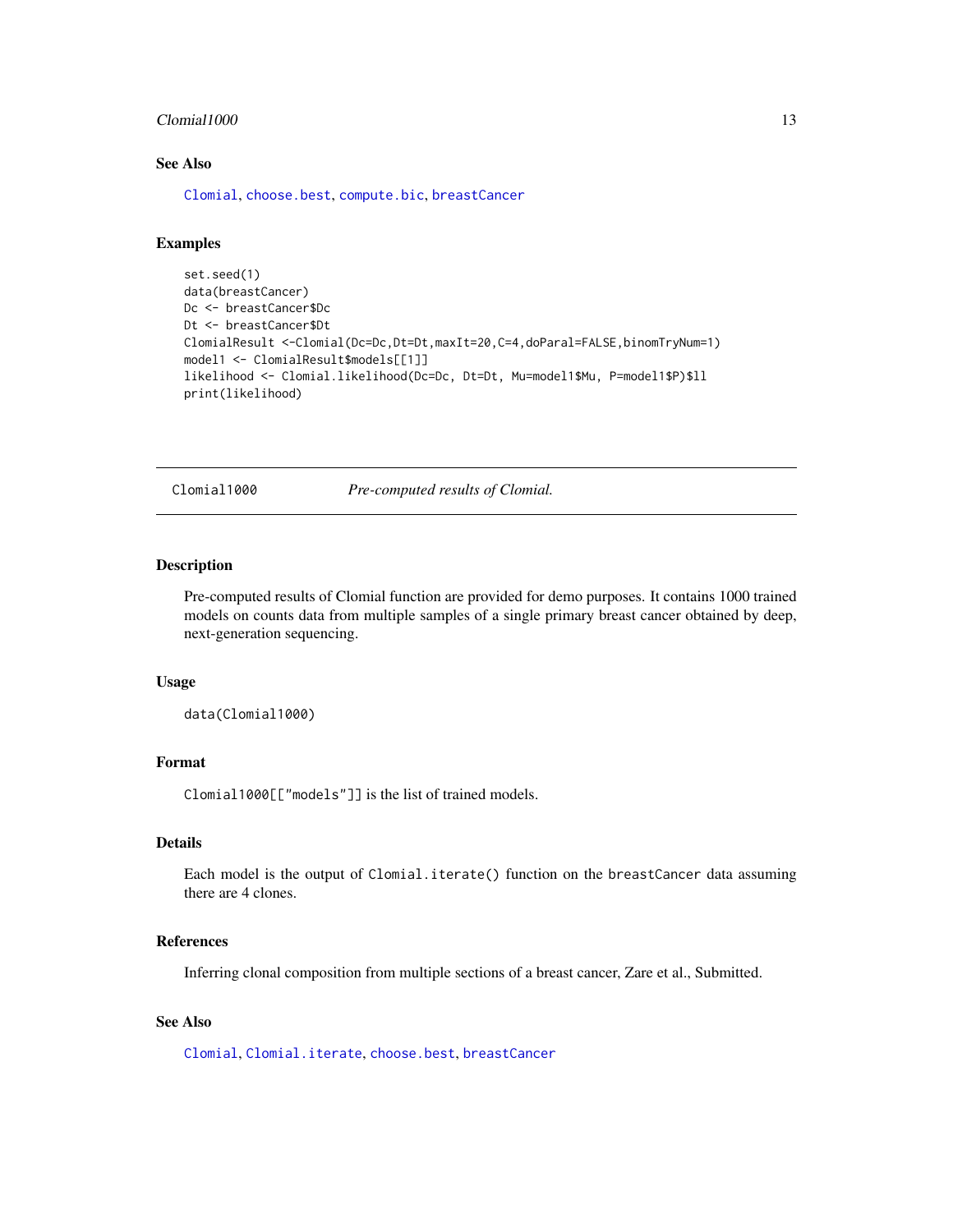## See Also

Clomial, choose.best, compute.bic, breastCancer

## Examples

```
set.seed(1)
data(breastCancer)
Dc <- breastCancer$Dc
Dt <- breastCancer$Dt
ClomialResult <-Clomial(Dc=Dc,Dt=Dt,maxIt=20,C=4,doParal=FALSE,binomTryNum=1)
model1 <- ClomialResult$models[[1]]
likelihood <- Clomial.likelihood(Dc=Dc, Dt=Dt, Mu=model1$Mu, P=model1$P)$ll
print(likelihood)
```

---

# Clomial1000 — *Pre-computed results of Clomial.*

## Description

Pre-computed results of Clomial function are provided for demo purposes. It contains 1000 trained models on counts data from multiple samples of a single primary breast cancer obtained by deep, next-generation sequencing.

## Usage

```
data(Clomial1000)
```

## Format

`Clomial1000[["models"]]` is the list of trained models.

## Details

Each model is the output of `Clomial.iterate()` function on the `breastCancer` data assuming there are 4 clones.

## References

Inferring clonal composition from multiple sections of a breast cancer, Zare et al., Submitted.

## See Also

Clomial, Clomial.iterate, choose.best, breastCancer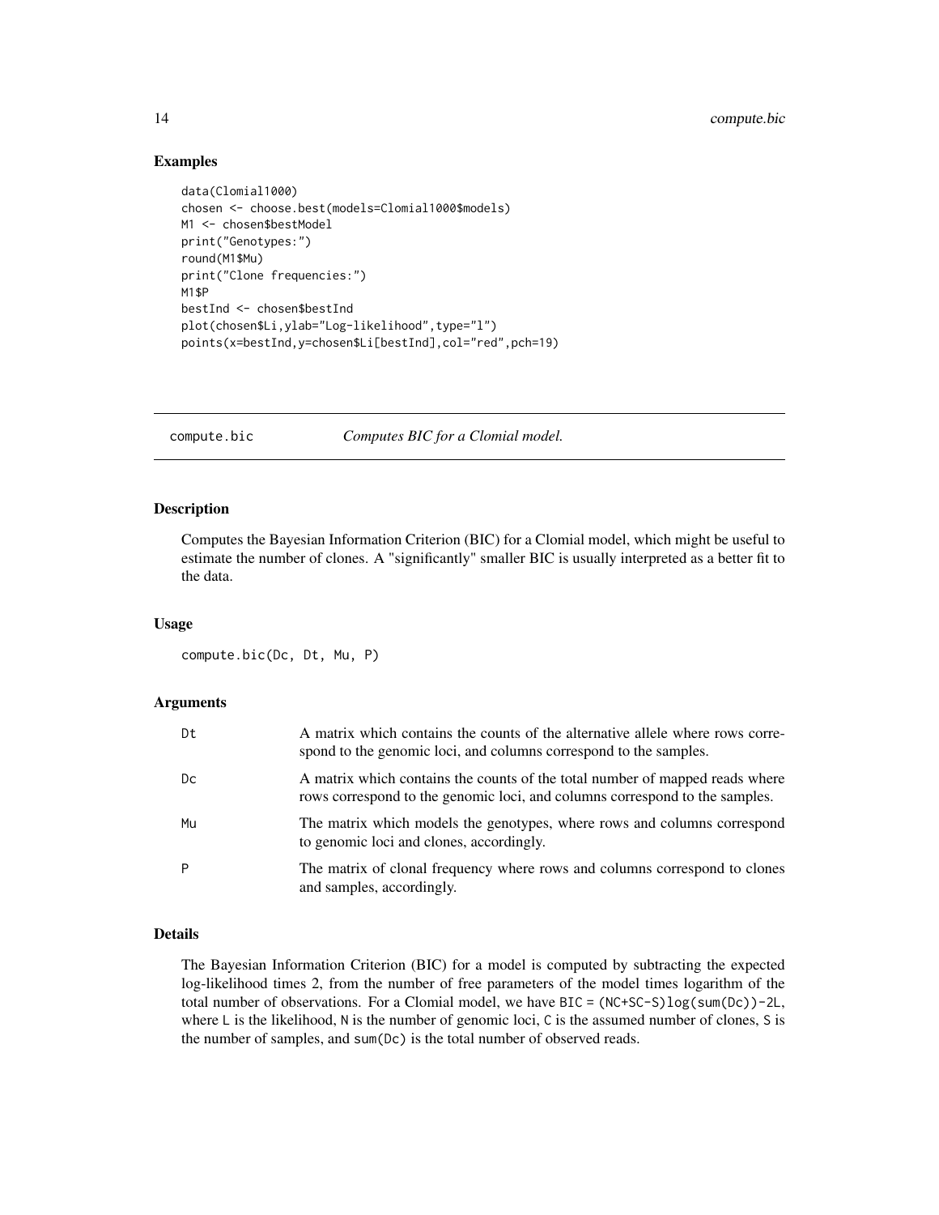### Examples

```
data(Clomial1000)
chosen <- choose.best(models=Clomial1000$models)
M1 <- chosen$bestModel
print("Genotypes:")
round(M1$Mu)
print("Clone frequencies:")
M1$P
bestInd <- chosen$bestInd
plot(chosen$Li,ylab="Log-likelihood",type="l")
points(x=bestInd,y=chosen$Li[bestInd],col="red",pch=19)
```

---

## compute.bic — *Computes BIC for a Clomial model.*

---

### Description

Computes the Bayesian Information Criterion (BIC) for a Clomial model, which might be useful to estimate the number of clones. A "significantly" smaller BIC is usually interpreted as a better fit to the data.

### Usage

```
compute.bic(Dc, Dt, Mu, P)
```

### Arguments

| | |
|---|---|
| Dt | A matrix which contains the counts of the alternative allele where rows correspond to the genomic loci, and columns correspond to the samples. |
| Dc | A matrix which contains the counts of the total number of mapped reads where rows correspond to the genomic loci, and columns correspond to the samples. |
| Mu | The matrix which models the genotypes, where rows and columns correspond to genomic loci and clones, accordingly. |
| P | The matrix of clonal frequency where rows and columns correspond to clones and samples, accordingly. |

### Details

The Bayesian Information Criterion (BIC) for a model is computed by subtracting the expected log-likelihood times 2, from the number of free parameters of the model times logarithm of the total number of observations. For a Clomial model, we have `BIC = (NC+SC-S)log(sum(Dc))-2L`, where `L` is the likelihood, `N` is the number of genomic loci, `C` is the assumed number of clones, `S` is the number of samples, and `sum(Dc)` is the total number of observed reads.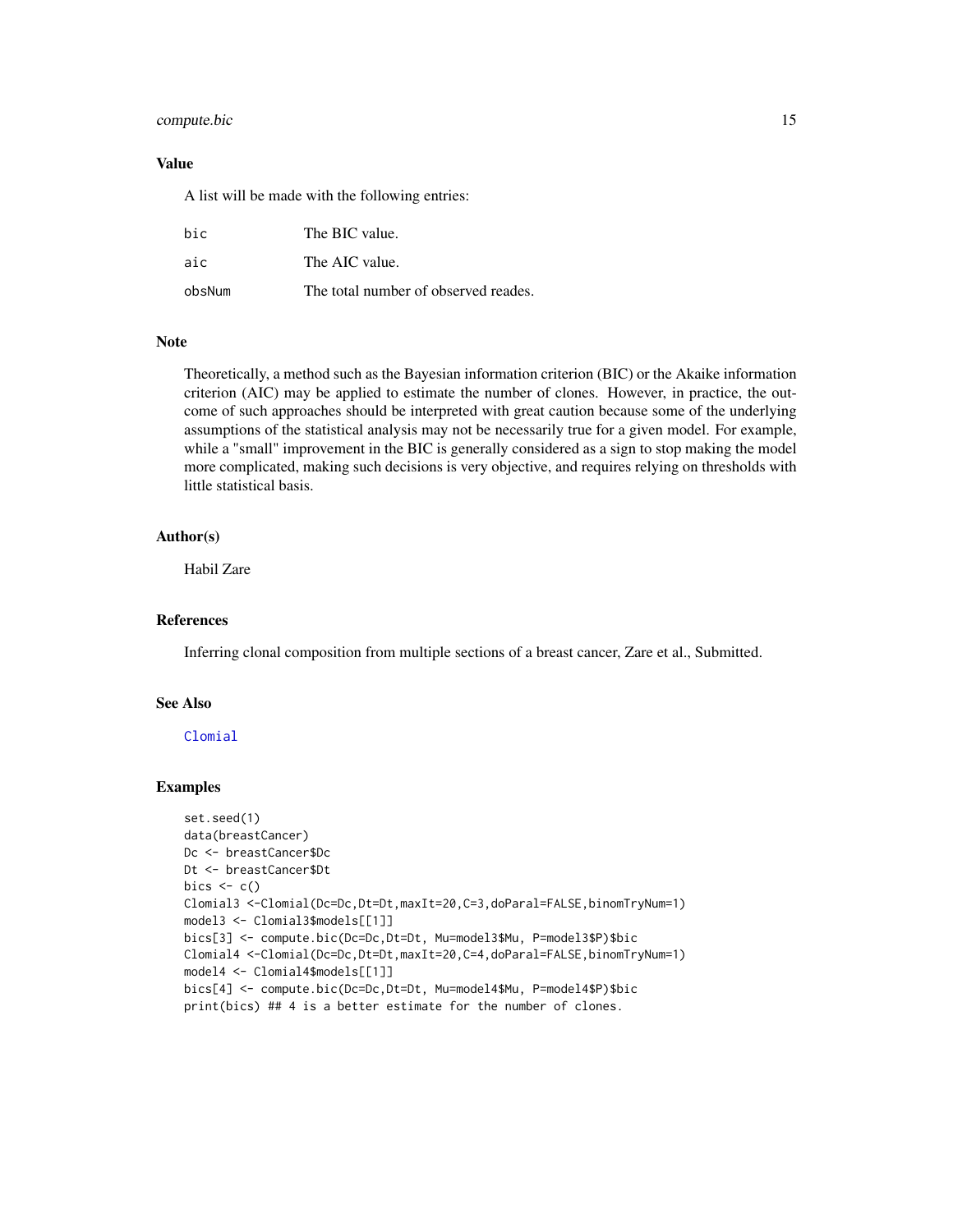## Value

A list will be made with the following entries:

| | |
|---|---|
| bic | The BIC value. |
| aic | The AIC value. |
| obsNum | The total number of observed reades. |

## Note

Theoretically, a method such as the Bayesian information criterion (BIC) or the Akaike information criterion (AIC) may be applied to estimate the number of clones. However, in practice, the outcome of such approaches should be interpreted with great caution because some of the underlying assumptions of the statistical analysis may not be necessarily true for a given model. For example, while a "small" improvement in the BIC is generally considered as a sign to stop making the model more complicated, making such decisions is very objective, and requires relying on thresholds with little statistical basis.

## Author(s)

Habil Zare

## References

Inferring clonal composition from multiple sections of a breast cancer, Zare et al., Submitted.

## See Also

Clomial

## Examples

```
set.seed(1)
data(breastCancer)
Dc <- breastCancer$Dc
Dt <- breastCancer$Dt
bics <- c()
Clomial3 <-Clomial(Dc=Dc,Dt=Dt,maxIt=20,C=3,doParal=FALSE,binomTryNum=1)
model3 <- Clomial3$models[[1]]
bics[3] <- compute.bic(Dc=Dc,Dt=Dt, Mu=model3$Mu, P=model3$P)$bic
Clomial4 <-Clomial(Dc=Dc,Dt=Dt,maxIt=20,C=4,doParal=FALSE,binomTryNum=1)
model4 <- Clomial4$models[[1]]
bics[4] <- compute.bic(Dc=Dc,Dt=Dt, Mu=model4$Mu, P=model4$P)$bic
print(bics) ## 4 is a better estimate for the number of clones.
```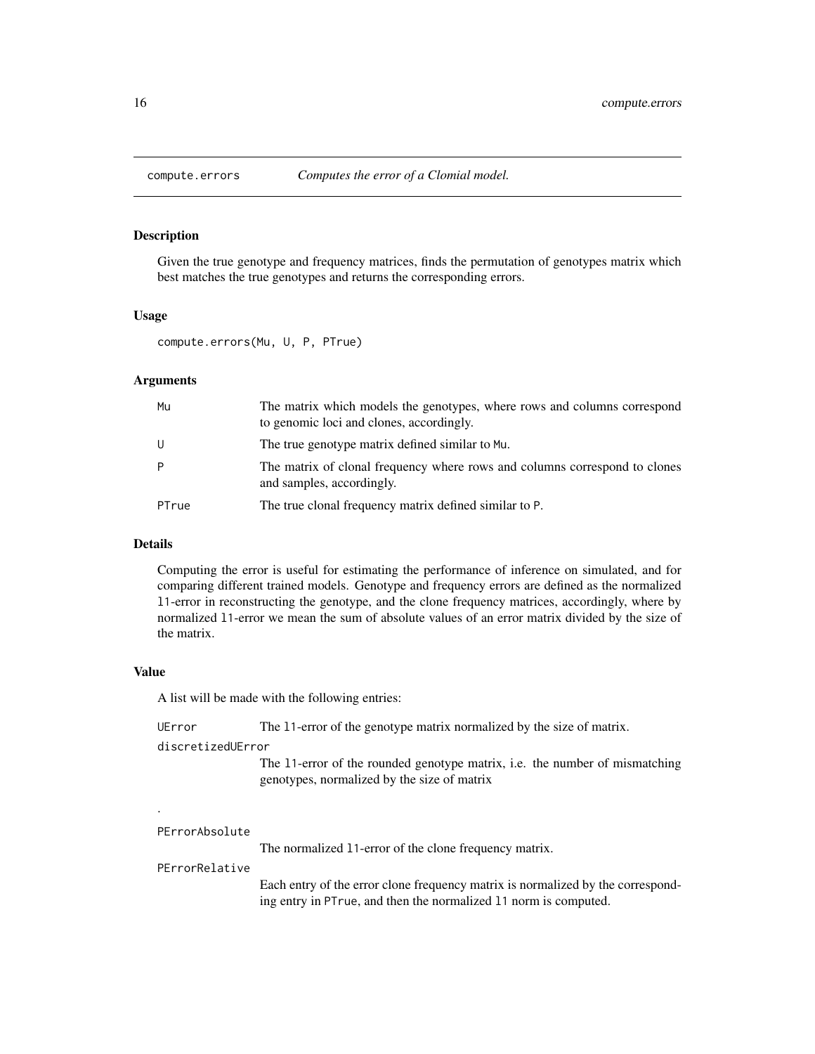compute.errors    *Computes the error of a Clomial model.*

## Description

Given the true genotype and frequency matrices, finds the permutation of genotypes matrix which best matches the true genotypes and returns the corresponding errors.

## Usage

```
compute.errors(Mu, U, P, PTrue)
```

## Arguments

| | |
|---|---|
| `Mu` | The matrix which models the genotypes, where rows and columns correspond to genomic loci and clones, accordingly. |
| `U` | The true genotype matrix defined similar to `Mu`. |
| `P` | The matrix of clonal frequency where rows and columns correspond to clones and samples, accordingly. |
| `PTrue` | The true clonal frequency matrix defined similar to `P`. |

## Details

Computing the error is useful for estimating the performance of inference on simulated, and for comparing different trained models. Genotype and frequency errors are defined as the normalized `l1`-error in reconstructing the genotype, and the clone frequency matrices, accordingly, where by normalized `l1`-error we mean the sum of absolute values of an error matrix divided by the size of the matrix.

## Value

A list will be made with the following entries:

`UError` The `l1`-error of the genotype matrix normalized by the size of matrix.

`discretizedUError` The `l1`-error of the rounded genotype matrix, i.e. the number of mismatching genotypes, normalized by the size of matrix

.

`PErrorAbsolute` The normalized `l1`-error of the clone frequency matrix.

`PErrorRelative` Each entry of the error clone frequency matrix is normalized by the corresponding entry in `PTrue`, and then the normalized `l1` norm is computed.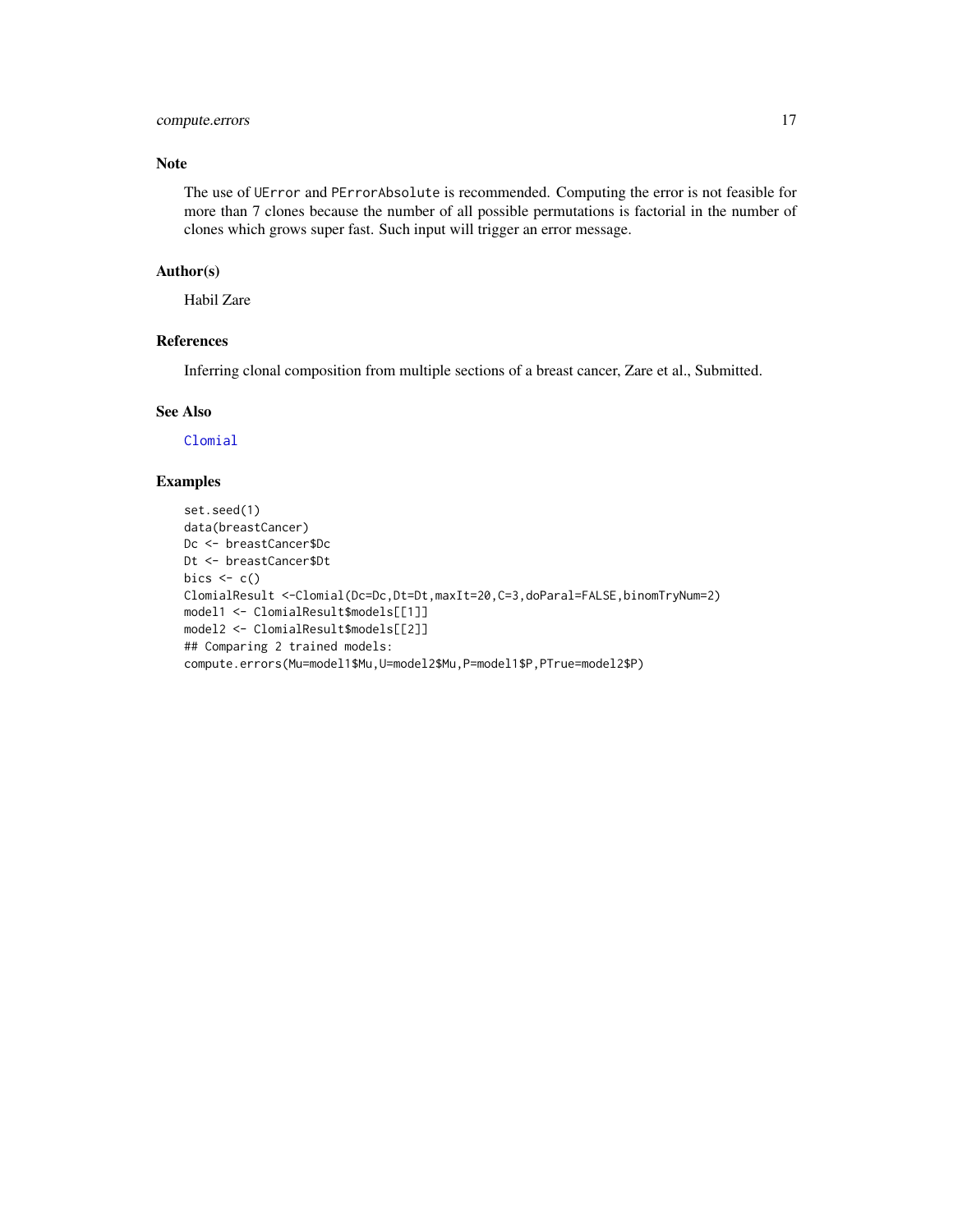## Note

The use of UError and PErrorAbsolute is recommended. Computing the error is not feasible for more than 7 clones because the number of all possible permutations is factorial in the number of clones which grows super fast. Such input will trigger an error message.

## Author(s)

Habil Zare

## References

Inferring clonal composition from multiple sections of a breast cancer, Zare et al., Submitted.

## See Also

Clomial

## Examples

```
set.seed(1)
data(breastCancer)
Dc <- breastCancer$Dc
Dt <- breastCancer$Dt
bics <- c()
ClomialResult <-Clomial(Dc=Dc,Dt=Dt,maxIt=20,C=3,doParal=FALSE,binomTryNum=2)
model1 <- ClomialResult$models[[1]]
model2 <- ClomialResult$models[[2]]
## Comparing 2 trained models:
compute.errors(Mu=model1$Mu,U=model2$Mu,P=model1$P,PTrue=model2$P)
```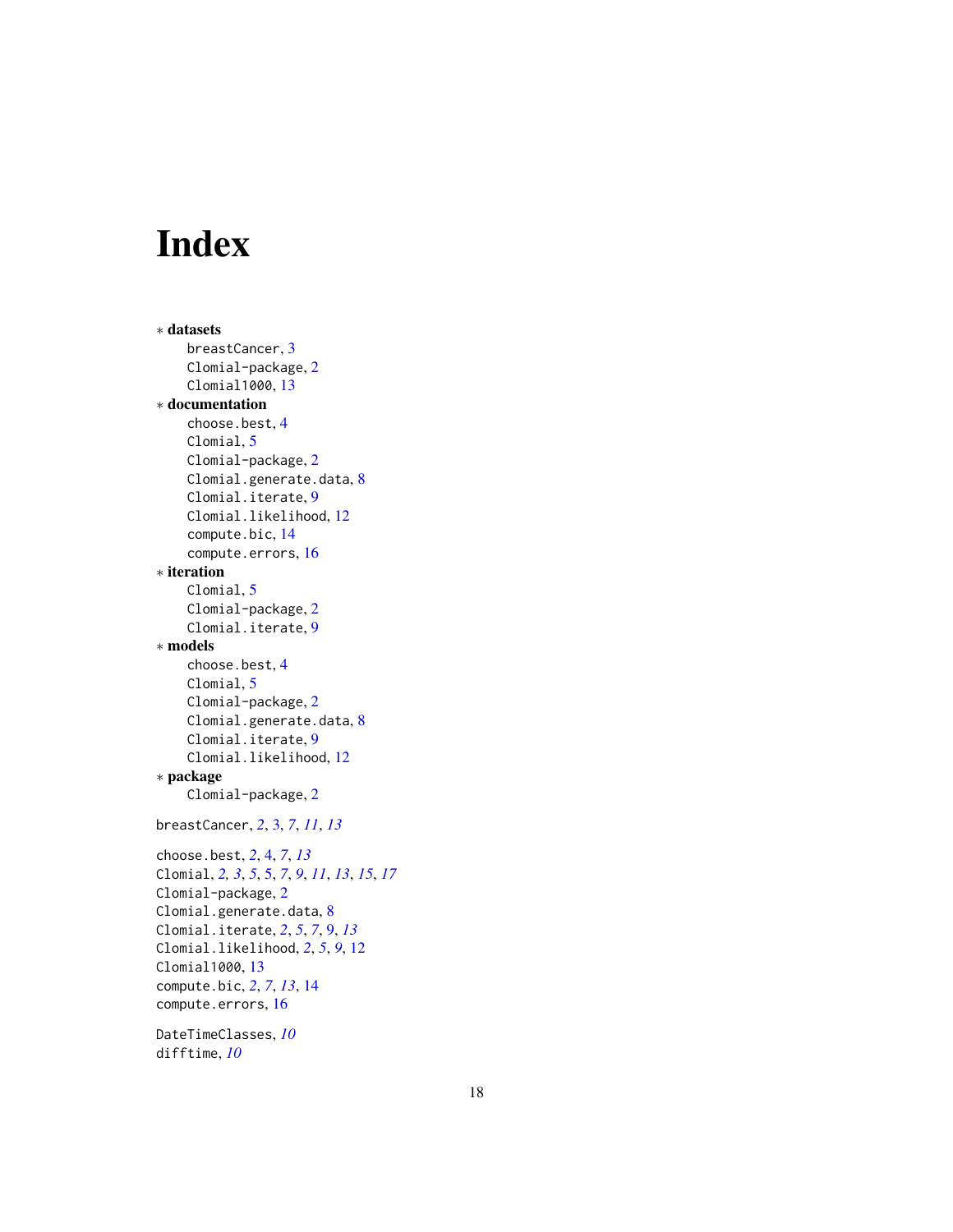# Index

∗ **datasets**
  breastCancer, 3
  Clomial-package, 2
  Clomial1000, 13

∗ **documentation**
  choose.best, 4
  Clomial, 5
  Clomial-package, 2
  Clomial.generate.data, 8
  Clomial.iterate, 9
  Clomial.likelihood, 12
  compute.bic, 14
  compute.errors, 16

∗ **iteration**
  Clomial, 5
  Clomial-package, 2
  Clomial.iterate, 9

∗ **models**
  choose.best, 4
  Clomial, 5
  Clomial-package, 2
  Clomial.generate.data, 8
  Clomial.iterate, 9
  Clomial.likelihood, 12

∗ **package**
  Clomial-package, 2

breastCancer, *2*, 3, *7*, *11*, *13*

choose.best, *2*, 4, *7*, *13*
Clomial, *2, 3*, *5*, 5, *7*, *9*, *11*, *13*, *15*, *17*
Clomial-package, 2
Clomial.generate.data, 8
Clomial.iterate, *2*, *5*, *7*, 9, *13*
Clomial.likelihood, *2*, *5*, *9*, 12
Clomial1000, 13
compute.bic, *2*, *7*, *13*, 14
compute.errors, 16

DateTimeClasses, *10*
difftime, *10*